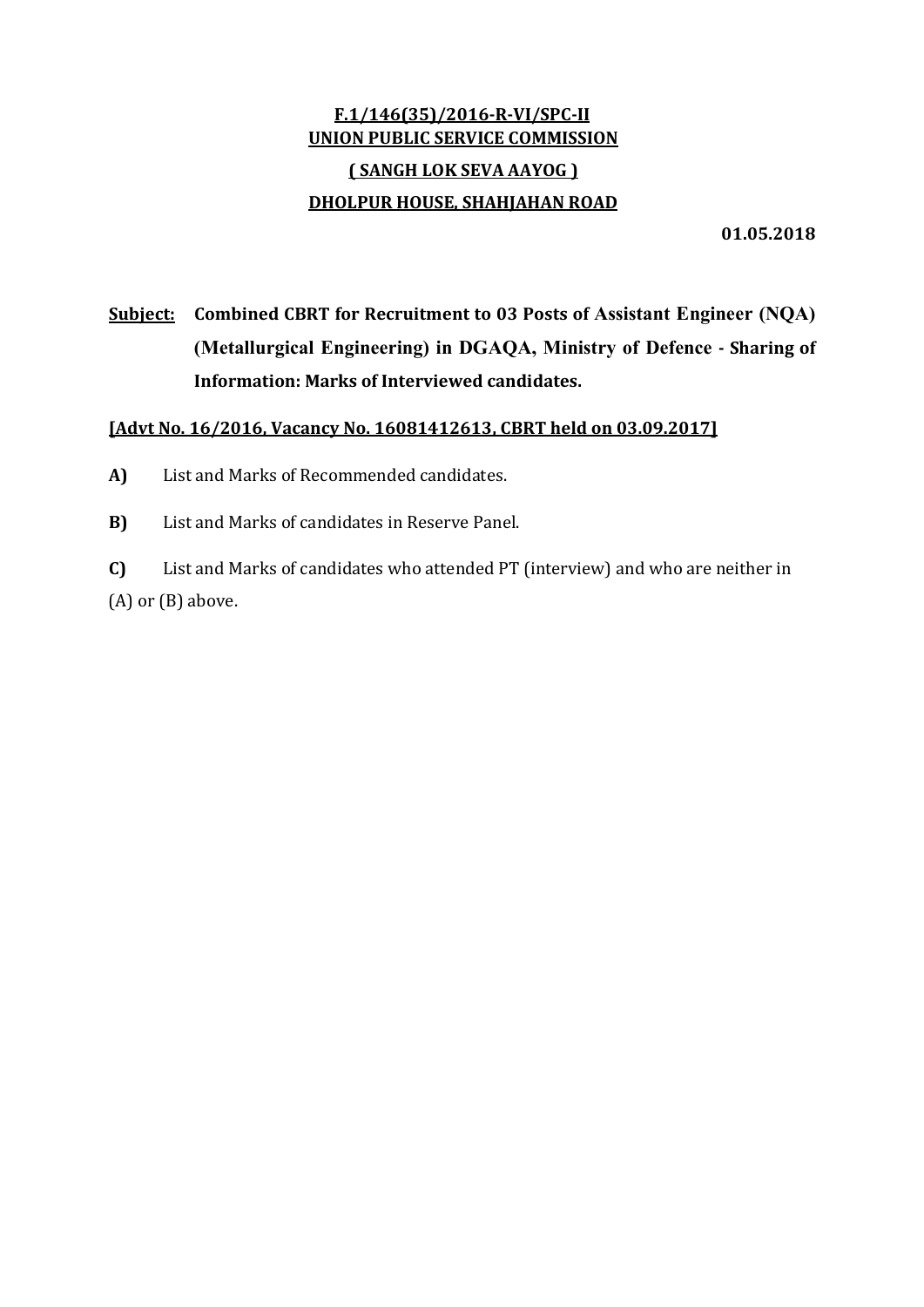**F.1/146(35)/2016-R-VI/SPC-II**
**UNION PUBLIC SERVICE COMMISSION**
**( SANGH LOK SEVA AAYOG )**
**DHOLPUR HOUSE, SHAHJAHAN ROAD**

**01.05.2018**

**Subject:** **Combined CBRT for Recruitment to 03 Posts of Assistant Engineer (NQA) (Metallurgical Engineering) in DGAQA, Ministry of Defence - Sharing of Information: Marks of Interviewed candidates.**

**[Advt No. 16/2016, Vacancy No. 16081412613, CBRT held on 03.09.2017]**

**A)** List and Marks of Recommended candidates.

**B)** List and Marks of candidates in Reserve Panel.

**C)** List and Marks of candidates who attended PT (interview) and who are neither in (A) or (B) above.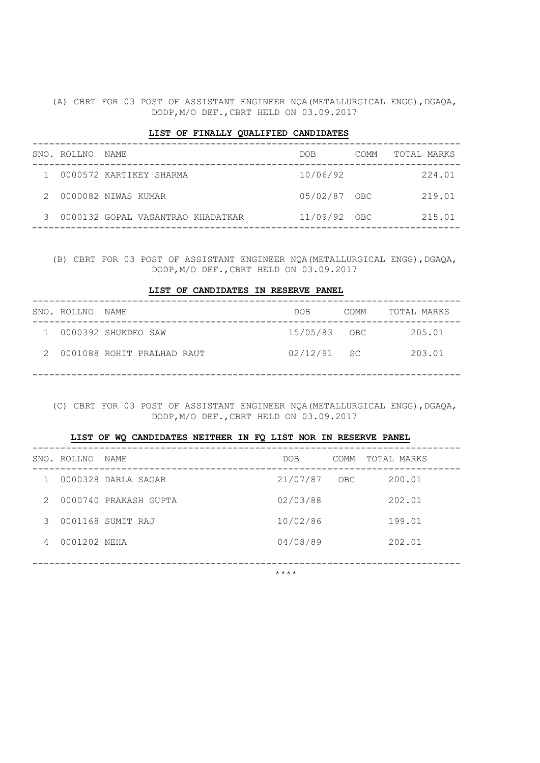(A) CBRT FOR 03 POST OF ASSISTANT ENGINEER NQA(METALLURGICAL ENGG),DGAQA, DODP,M/O DEF.,CBRT HELD ON 03.09.2017

**LIST OF FINALLY QUALIFIED CANDIDATES**

| SNO. | ROLLNO | NAME | DOB | COMM | TOTAL MARKS |
|---|---|---|---|---|---|
| 1 | 0000572 | KARTIKEY SHARMA | 10/06/92 | | 224.01 |
| 2 | 0000082 | NIWAS KUMAR | 05/02/87 | OBC | 219.01 |
| 3 | 0000132 | GOPAL VASANTRAO KHADATKAR | 11/09/92 | OBC | 215.01 |

(B) CBRT FOR 03 POST OF ASSISTANT ENGINEER NQA(METALLURGICAL ENGG),DGAQA, DODP,M/O DEF.,CBRT HELD ON 03.09.2017

**LIST OF CANDIDATES IN RESERVE PANEL**

| SNO. | ROLLNO | NAME | DOB | COMM | TOTAL MARKS |
|---|---|---|---|---|---|
| 1 | 0000392 | SHUKDEO SAW | 15/05/83 | OBC | 205.01 |
| 2 | 0001088 | ROHIT PRALHAD RAUT | 02/12/91 | SC | 203.01 |

(C) CBRT FOR 03 POST OF ASSISTANT ENGINEER NQA(METALLURGICAL ENGG),DGAQA, DODP,M/O DEF.,CBRT HELD ON 03.09.2017

**LIST OF WQ CANDIDATES NEITHER IN FQ LIST NOR IN RESERVE PANEL**

| SNO. | ROLLNO | NAME | DOB | COMM | TOTAL MARKS |
|---|---|---|---|---|---|
| 1 | 0000328 | DARLA SAGAR | 21/07/87 | OBC | 200.01 |
| 2 | 0000740 | PRAKASH GUPTA | 02/03/88 | | 202.01 |
| 3 | 0001168 | SUMIT RAJ | 10/02/86 | | 199.01 |
| 4 | 0001202 | NEHA | 04/08/89 | | 202.01 |

****